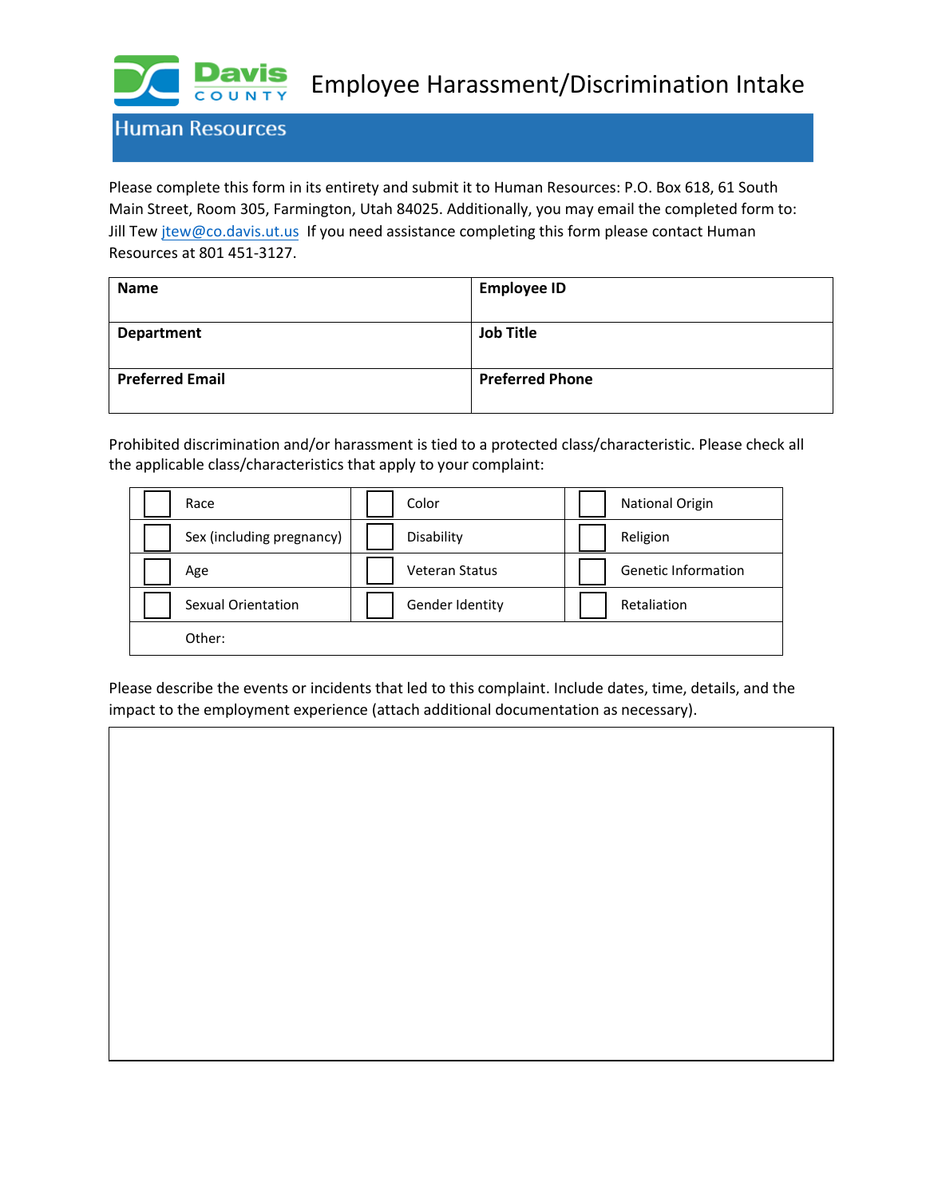# Employee Harassment/Discrimination Intake

Davis COUNTY

## Human Resources

Please complete this form in its entirety and submit it to Human Resources: P.O. Box 618, 61 South Main Street, Room 305, Farmington, Utah 84025. Additionally, you may email the completed form to: Jill Tew jtew@co.davis.ut.us If you need assistance completing this form please contact Human Resources at 801 451-3127.

| **Name** | **Employee ID** |
|---|---|
| **Department** | **Job Title** |
| **Preferred Email** | **Preferred Phone** |

Prohibited discrimination and/or harassment is tied to a protected class/characteristic. Please check all the applicable class/characteristics that apply to your complaint:

| | | |
|---|---|---|
| ☐ Race | ☐ Color | ☐ National Origin |
| ☐ Sex (including pregnancy) | ☐ Disability | ☐ Religion |
| ☐ Age | ☐ Veteran Status | ☐ Genetic Information |
| ☐ Sexual Orientation | ☐ Gender Identity | ☐ Retaliation |
| Other: | | |

Please describe the events or incidents that led to this complaint. Include dates, time, details, and the impact to the employment experience (attach additional documentation as necessary).

| |
|---|
| |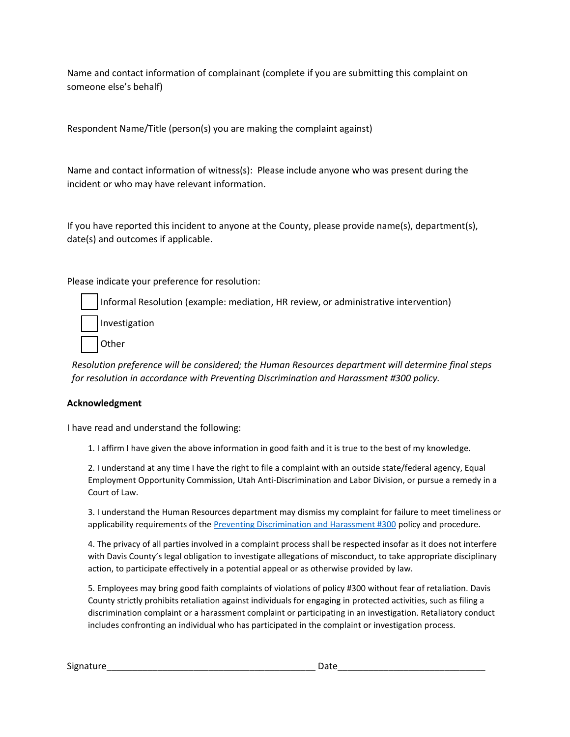Name and contact information of complainant (complete if you are submitting this complaint on someone else's behalf)

Respondent Name/Title (person(s) you are making the complaint against)

Name and contact information of witness(s): Please include anyone who was present during the incident or who may have relevant information.

If you have reported this incident to anyone at the County, please provide name(s), department(s), date(s) and outcomes if applicable.

Please indicate your preference for resolution:

- [ ] Informal Resolution (example: mediation, HR review, or administrative intervention)
- [ ] Investigation
- [ ] Other

*Resolution preference will be considered; the Human Resources department will determine final steps for resolution in accordance with Preventing Discrimination and Harassment #300 policy.*

**Acknowledgment**

I have read and understand the following:

1. I affirm I have given the above information in good faith and it is true to the best of my knowledge.

2. I understand at any time I have the right to file a complaint with an outside state/federal agency, Equal Employment Opportunity Commission, Utah Anti-Discrimination and Labor Division, or pursue a remedy in a Court of Law.

3. I understand the Human Resources department may dismiss my complaint for failure to meet timeliness or applicability requirements of the Preventing Discrimination and Harassment #300 policy and procedure.

4. The privacy of all parties involved in a complaint process shall be respected insofar as it does not interfere with Davis County's legal obligation to investigate allegations of misconduct, to take appropriate disciplinary action, to participate effectively in a potential appeal or as otherwise provided by law.

5. Employees may bring good faith complaints of violations of policy #300 without fear of retaliation. Davis County strictly prohibits retaliation against individuals for engaging in protected activities, such as filing a discrimination complaint or a harassment complaint or participating in an investigation. Retaliatory conduct includes confronting an individual who has participated in the complaint or investigation process.

Signature__________________________________________ Date_____________________________